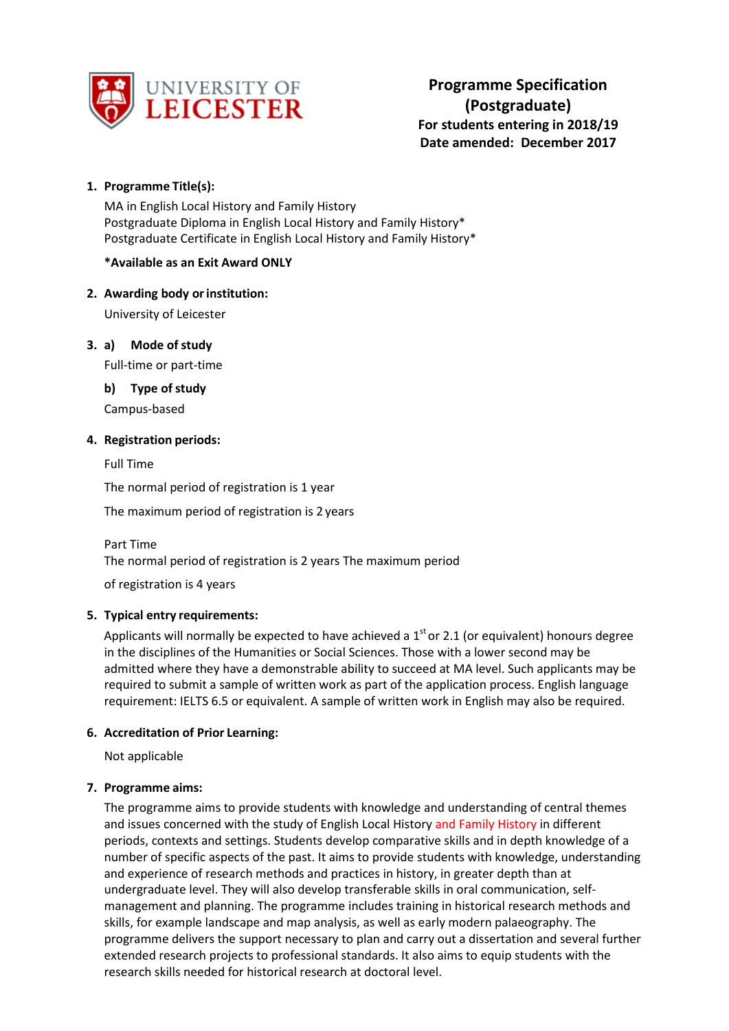UNIVERSITY OF LEICESTER

# Programme Specification (Postgraduate)

**For students entering in 2018/19**
**Date amended: December 2017**

1. **Programme Title(s):**

   MA in English Local History and Family History
   Postgraduate Diploma in English Local History and Family History*
   Postgraduate Certificate in English Local History and Family History*

   ***Available as an Exit Award ONLY**

2. **Awarding body or institution:**

   University of Leicester

3. a) **Mode of study**

   Full-time or part-time

   b) **Type of study**

   Campus-based

4. **Registration periods:**

   Full Time

   The normal period of registration is 1 year

   The maximum period of registration is 2 years

   Part Time
   The normal period of registration is 2 years The maximum period

   of registration is 4 years

5. **Typical entry requirements:**

   Applicants will normally be expected to have achieved a 1st or 2.1 (or equivalent) honours degree in the disciplines of the Humanities or Social Sciences. Those with a lower second may be admitted where they have a demonstrable ability to succeed at MA level. Such applicants may be required to submit a sample of written work as part of the application process. English language requirement: IELTS 6.5 or equivalent. A sample of written work in English may also be required.

6. **Accreditation of Prior Learning:**

   Not applicable

7. **Programme aims:**

   The programme aims to provide students with knowledge and understanding of central themes and issues concerned with the study of English Local History and Family History in different periods, contexts and settings. Students develop comparative skills and in depth knowledge of a number of specific aspects of the past. It aims to provide students with knowledge, understanding and experience of research methods and practices in history, in greater depth than at undergraduate level. They will also develop transferable skills in oral communication, self-management and planning. The programme includes training in historical research methods and skills, for example landscape and map analysis, as well as early modern palaeography. The programme delivers the support necessary to plan and carry out a dissertation and several further extended research projects to professional standards. It also aims to equip students with the research skills needed for historical research at doctoral level.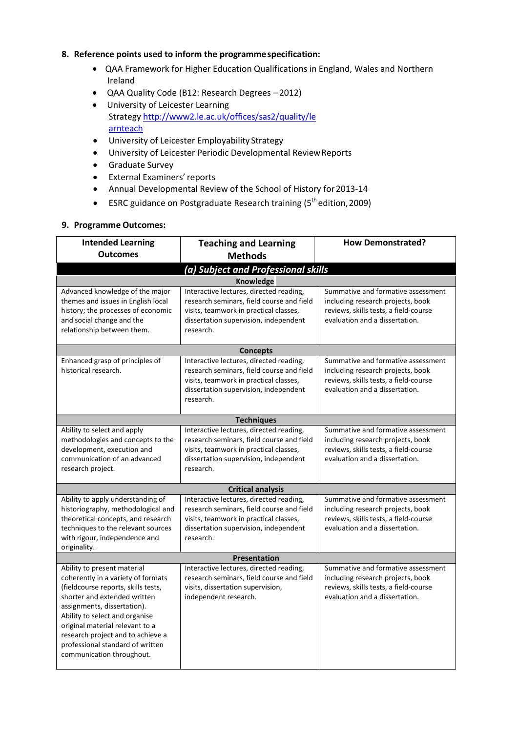## 8. Reference points used to inform the programme specification:

- QAA Framework for Higher Education Qualifications in England, Wales and Northern Ireland
- QAA Quality Code (B12: Research Degrees – 2012)
- University of Leicester Learning Strategy http://www2.le.ac.uk/offices/sas2/quality/learnteach
- University of Leicester Employability Strategy
- University of Leicester Periodic Developmental Review Reports
- Graduate Survey
- External Examiners' reports
- Annual Developmental Review of the School of History for 2013-14
- ESRC guidance on Postgraduate Research training (5th edition, 2009)

## 9. Programme Outcomes:

| Intended Learning Outcomes | Teaching and Learning Methods | How Demonstrated? |
|---|---|---|
| ***(a) Subject and Professional skills*** | | |
| **Knowledge** | | |
| Advanced knowledge of the major themes and issues in English local history; the processes of economic and social change and the relationship between them. | Interactive lectures, directed reading, research seminars, field course and field visits, teamwork in practical classes, dissertation supervision, independent research. | Summative and formative assessment including research projects, book reviews, skills tests, a field-course evaluation and a dissertation. |
| **Concepts** | | |
| Enhanced grasp of principles of historical research. | Interactive lectures, directed reading, research seminars, field course and field visits, teamwork in practical classes, dissertation supervision, independent research. | Summative and formative assessment including research projects, book reviews, skills tests, a field-course evaluation and a dissertation. |
| **Techniques** | | |
| Ability to select and apply methodologies and concepts to the development, execution and communication of an advanced research project. | Interactive lectures, directed reading, research seminars, field course and field visits, teamwork in practical classes, dissertation supervision, independent research. | Summative and formative assessment including research projects, book reviews, skills tests, a field-course evaluation and a dissertation. |
| **Critical analysis** | | |
| Ability to apply understanding of historiography, methodological and theoretical concepts, and research techniques to the relevant sources with rigour, independence and originality. | Interactive lectures, directed reading, research seminars, field course and field visits, teamwork in practical classes, dissertation supervision, independent research. | Summative and formative assessment including research projects, book reviews, skills tests, a field-course evaluation and a dissertation. |
| **Presentation** | | |
| Ability to present material coherently in a variety of formats (fieldcourse reports, skills tests, shorter and extended written assignments, dissertation). Ability to select and organise original material relevant to a research project and to achieve a professional standard of written communication throughout. | Interactive lectures, directed reading, research seminars, field course and field visits, dissertation supervision, independent research. | Summative and formative assessment including research projects, book reviews, skills tests, a field-course evaluation and a dissertation. |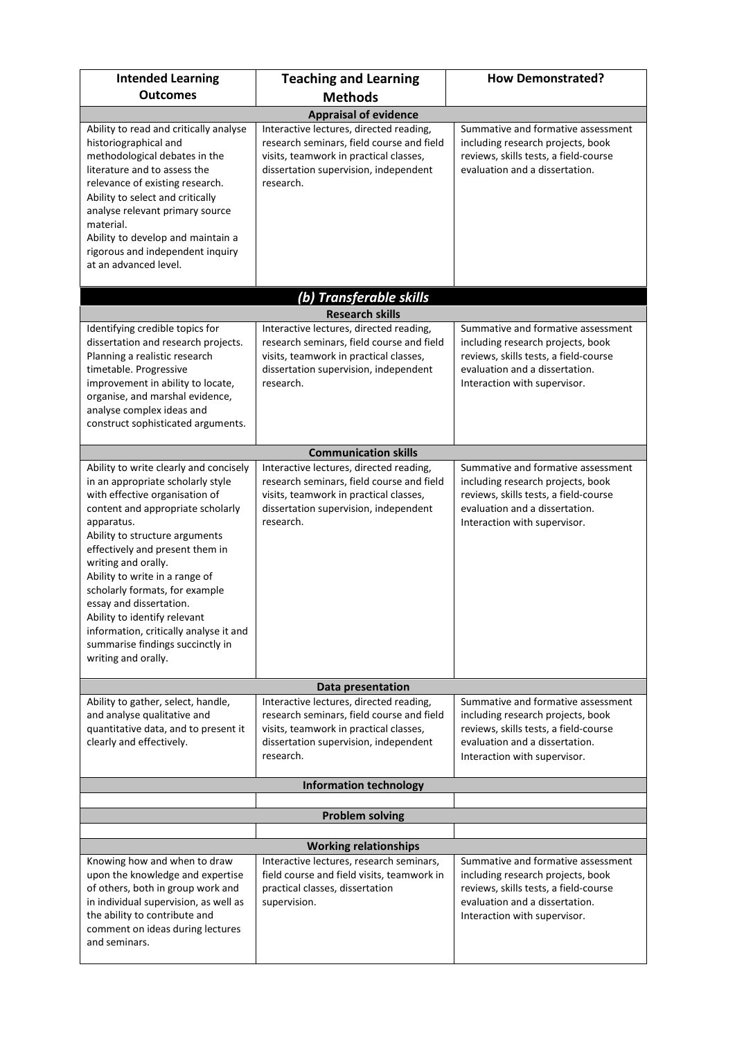| Intended Learning Outcomes | Teaching and Learning Methods | How Demonstrated? |
|---|---|---|
| **Appraisal of evidence** | | |
| Ability to read and critically analyse historiographical and methodological debates in the literature and to assess the relevance of existing research.<br>Ability to select and critically analyse relevant primary source material.<br>Ability to develop and maintain a rigorous and independent inquiry at an advanced level. | Interactive lectures, directed reading, research seminars, field course and field visits, teamwork in practical classes, dissertation supervision, independent research. | Summative and formative assessment including research projects, book reviews, skills tests, a field-course evaluation and a dissertation. |
| ***(b) Transferable skills*** | | |
| **Research skills** | | |
| Identifying credible topics for dissertation and research projects. Planning a realistic research timetable. Progressive improvement in ability to locate, organise, and marshal evidence, analyse complex ideas and construct sophisticated arguments. | Interactive lectures, directed reading, research seminars, field course and field visits, teamwork in practical classes, dissertation supervision, independent research. | Summative and formative assessment including research projects, book reviews, skills tests, a field-course evaluation and a dissertation. Interaction with supervisor. |
| **Communication skills** | | |
| Ability to write clearly and concisely in an appropriate scholarly style with effective organisation of content and appropriate scholarly apparatus.<br>Ability to structure arguments effectively and present them in writing and orally.<br>Ability to write in a range of scholarly formats, for example essay and dissertation.<br>Ability to identify relevant information, critically analyse it and summarise findings succinctly in writing and orally. | Interactive lectures, directed reading, research seminars, field course and field visits, teamwork in practical classes, dissertation supervision, independent research. | Summative and formative assessment including research projects, book reviews, skills tests, a field-course evaluation and a dissertation. Interaction with supervisor. |
| **Data presentation** | | |
| Ability to gather, select, handle, and analyse qualitative and quantitative data, and to present it clearly and effectively. | Interactive lectures, directed reading, research seminars, field course and field visits, teamwork in practical classes, dissertation supervision, independent research. | Summative and formative assessment including research projects, book reviews, skills tests, a field-course evaluation and a dissertation. Interaction with supervisor. |
| **Information technology** | | |
| | | |
| **Problem solving** | | |
| | | |
| **Working relationships** | | |
| Knowing how and when to draw upon the knowledge and expertise of others, both in group work and in individual supervision, as well as the ability to contribute and comment on ideas during lectures and seminars. | Interactive lectures, research seminars, field course and field visits, teamwork in practical classes, dissertation supervision. | Summative and formative assessment including research projects, book reviews, skills tests, a field-course evaluation and a dissertation. Interaction with supervisor. |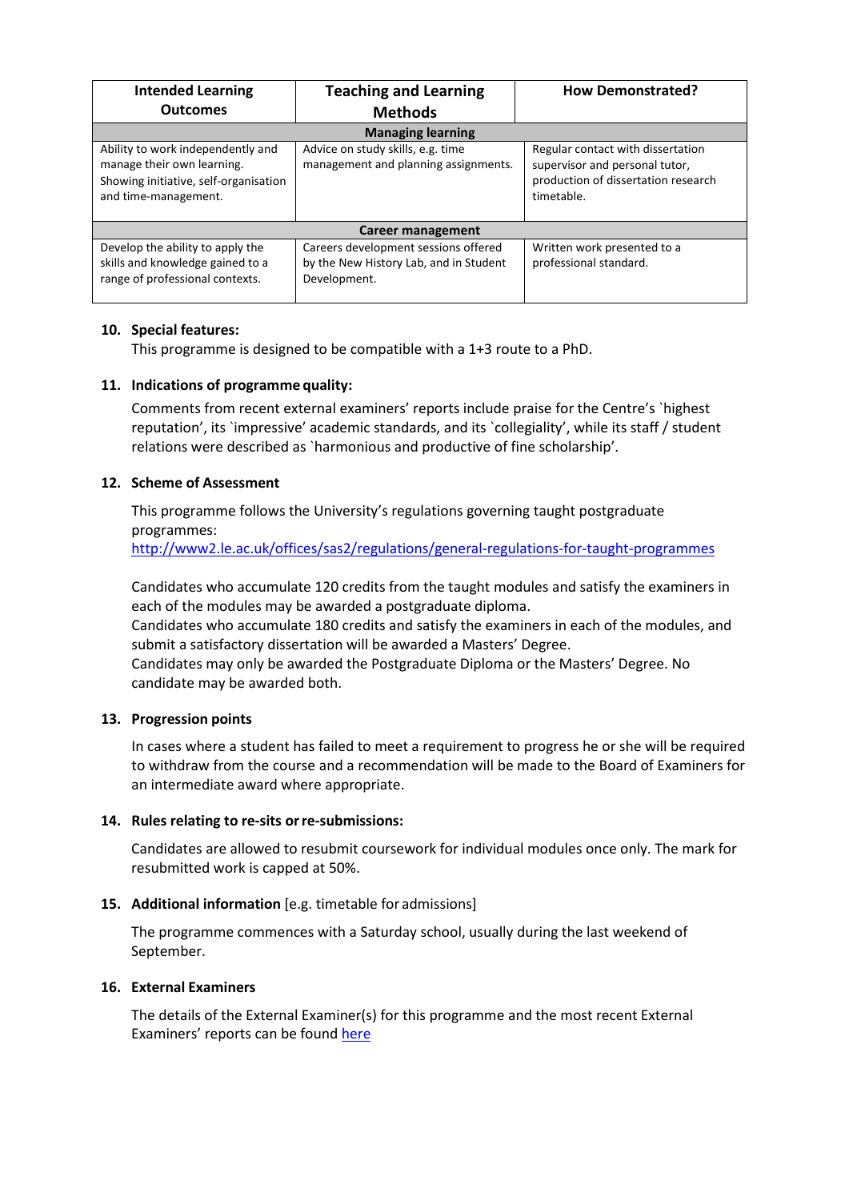| Intended Learning Outcomes | Teaching and Learning Methods | How Demonstrated? |
|---|---|---|
| **Managing learning** | | |
| Ability to work independently and manage their own learning. Showing initiative, self-organisation and time-management. | Advice on study skills, e.g. time management and planning assignments. | Regular contact with dissertation supervisor and personal tutor, production of dissertation research timetable. |
| **Career management** | | |
| Develop the ability to apply the skills and knowledge gained to a range of professional contexts. | Careers development sessions offered by the New History Lab, and in Student Development. | Written work presented to a professional standard. |

**10. Special features:**

This programme is designed to be compatible with a 1+3 route to a PhD.

**11. Indications of programme quality:**

Comments from recent external examiners' reports include praise for the Centre's `highest reputation', its `impressive' academic standards, and its `collegiality', while its staff / student relations were described as `harmonious and productive of fine scholarship'.

**12. Scheme of Assessment**

This programme follows the University's regulations governing taught postgraduate programmes:
[http://www2.le.ac.uk/offices/sas2/regulations/general-regulations-for-taught-programmes](http://www2.le.ac.uk/offices/sas2/regulations/general-regulations-for-taught-programmes)

Candidates who accumulate 120 credits from the taught modules and satisfy the examiners in each of the modules may be awarded a postgraduate diploma.
Candidates who accumulate 180 credits and satisfy the examiners in each of the modules, and submit a satisfactory dissertation will be awarded a Masters' Degree.
Candidates may only be awarded the Postgraduate Diploma or the Masters' Degree. No candidate may be awarded both.

**13. Progression points**

In cases where a student has failed to meet a requirement to progress he or she will be required to withdraw from the course and a recommendation will be made to the Board of Examiners for an intermediate award where appropriate.

**14. Rules relating to re-sits or re-submissions:**

Candidates are allowed to resubmit coursework for individual modules once only. The mark for resubmitted work is capped at 50%.

**15. Additional information** [e.g. timetable for admissions]

The programme commences with a Saturday school, usually during the last weekend of September.

**16. External Examiners**

The details of the External Examiner(s) for this programme and the most recent External Examiners' reports can be found here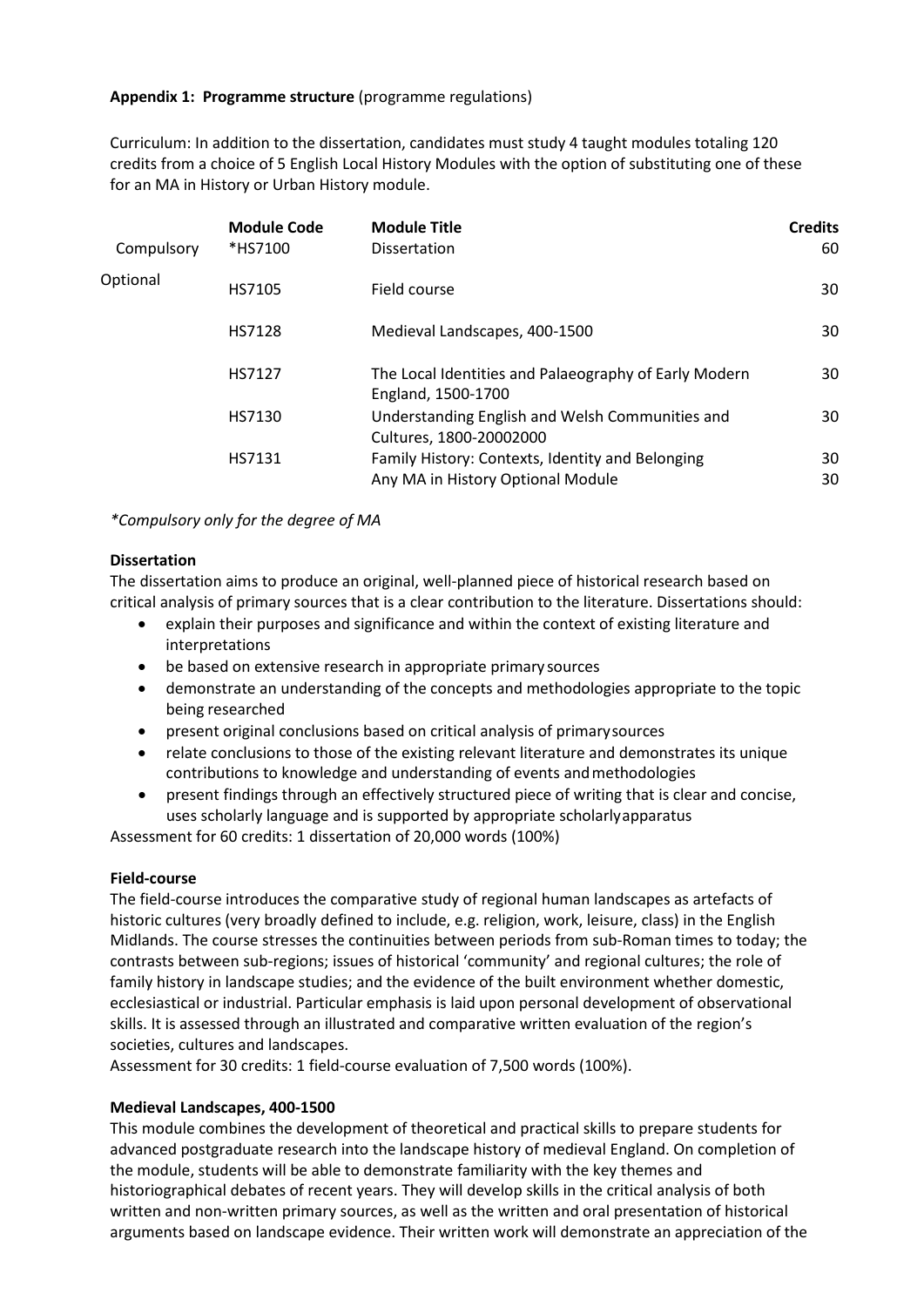**Appendix 1: Programme structure** (programme regulations)

Curriculum: In addition to the dissertation, candidates must study 4 taught modules totaling 120 credits from a choice of 5 English Local History Modules with the option of substituting one of these for an MA in History or Urban History module.

| | Module Code | Module Title | Credits |
|---|---|---|---|
| Compulsory | *HS7100 | Dissertation | 60 |
| Optional | HS7105 | Field course | 30 |
| | HS7128 | Medieval Landscapes, 400-1500 | 30 |
| | HS7127 | The Local Identities and Palaeography of Early Modern England, 1500-1700 | 30 |
| | HS7130 | Understanding English and Welsh Communities and Cultures, 1800-20002000 | 30 |
| | HS7131 | Family History: Contexts, Identity and Belonging | 30 |
| | | Any MA in History Optional Module | 30 |

*\*Compulsory only for the degree of MA*

**Dissertation**

The dissertation aims to produce an original, well-planned piece of historical research based on critical analysis of primary sources that is a clear contribution to the literature. Dissertations should:

- explain their purposes and significance and within the context of existing literature and interpretations
- be based on extensive research in appropriate primary sources
- demonstrate an understanding of the concepts and methodologies appropriate to the topic being researched
- present original conclusions based on critical analysis of primary sources
- relate conclusions to those of the existing relevant literature and demonstrates its unique contributions to knowledge and understanding of events and methodologies
- present findings through an effectively structured piece of writing that is clear and concise, uses scholarly language and is supported by appropriate scholarly apparatus

Assessment for 60 credits: 1 dissertation of 20,000 words (100%)

**Field-course**

The field-course introduces the comparative study of regional human landscapes as artefacts of historic cultures (very broadly defined to include, e.g. religion, work, leisure, class) in the English Midlands. The course stresses the continuities between periods from sub-Roman times to today; the contrasts between sub-regions; issues of historical 'community' and regional cultures; the role of family history in landscape studies; and the evidence of the built environment whether domestic, ecclesiastical or industrial. Particular emphasis is laid upon personal development of observational skills. It is assessed through an illustrated and comparative written evaluation of the region's societies, cultures and landscapes.

Assessment for 30 credits: 1 field-course evaluation of 7,500 words (100%).

**Medieval Landscapes, 400-1500**

This module combines the development of theoretical and practical skills to prepare students for advanced postgraduate research into the landscape history of medieval England. On completion of the module, students will be able to demonstrate familiarity with the key themes and historiographical debates of recent years. They will develop skills in the critical analysis of both written and non-written primary sources, as well as the written and oral presentation of historical arguments based on landscape evidence. Their written work will demonstrate an appreciation of the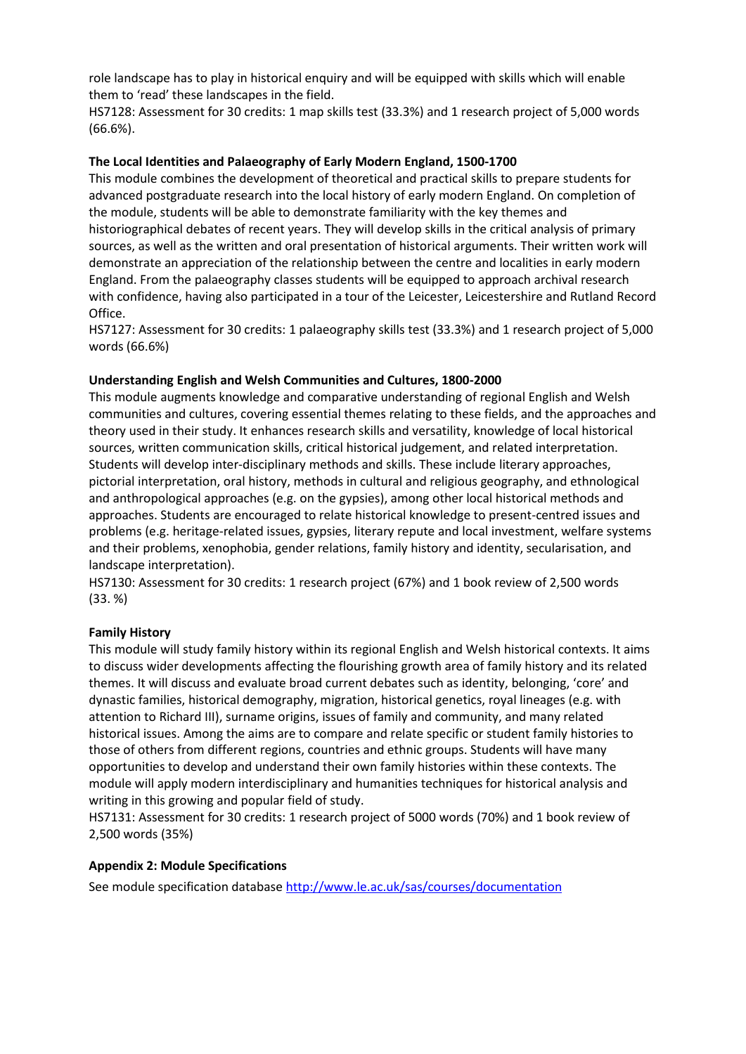role landscape has to play in historical enquiry and will be equipped with skills which will enable them to 'read' these landscapes in the field.
HS7128: Assessment for 30 credits: 1 map skills test (33.3%) and 1 research project of 5,000 words (66.6%).

**The Local Identities and Palaeography of Early Modern England, 1500-1700**
This module combines the development of theoretical and practical skills to prepare students for advanced postgraduate research into the local history of early modern England. On completion of the module, students will be able to demonstrate familiarity with the key themes and historiographical debates of recent years. They will develop skills in the critical analysis of primary sources, as well as the written and oral presentation of historical arguments. Their written work will demonstrate an appreciation of the relationship between the centre and localities in early modern England. From the palaeography classes students will be equipped to approach archival research with confidence, having also participated in a tour of the Leicester, Leicestershire and Rutland Record Office.
HS7127: Assessment for 30 credits: 1 palaeography skills test (33.3%) and 1 research project of 5,000 words (66.6%)

**Understanding English and Welsh Communities and Cultures, 1800-2000**
This module augments knowledge and comparative understanding of regional English and Welsh communities and cultures, covering essential themes relating to these fields, and the approaches and theory used in their study. It enhances research skills and versatility, knowledge of local historical sources, written communication skills, critical historical judgement, and related interpretation. Students will develop inter-disciplinary methods and skills. These include literary approaches, pictorial interpretation, oral history, methods in cultural and religious geography, and ethnological and anthropological approaches (e.g. on the gypsies), among other local historical methods and approaches. Students are encouraged to relate historical knowledge to present-centred issues and problems (e.g. heritage-related issues, gypsies, literary repute and local investment, welfare systems and their problems, xenophobia, gender relations, family history and identity, secularisation, and landscape interpretation).
HS7130: Assessment for 30 credits: 1 research project (67%) and 1 book review of 2,500 words (33. %)

**Family History**
This module will study family history within its regional English and Welsh historical contexts. It aims to discuss wider developments affecting the flourishing growth area of family history and its related themes. It will discuss and evaluate broad current debates such as identity, belonging, 'core' and dynastic families, historical demography, migration, historical genetics, royal lineages (e.g. with attention to Richard III), surname origins, issues of family and community, and many related historical issues. Among the aims are to compare and relate specific or student family histories to those of others from different regions, countries and ethnic groups. Students will have many opportunities to develop and understand their own family histories within these contexts. The module will apply modern interdisciplinary and humanities techniques for historical analysis and writing in this growing and popular field of study.
HS7131: Assessment for 30 credits: 1 research project of 5000 words (70%) and 1 book review of 2,500 words (35%)

**Appendix 2: Module Specifications**
See module specification database http://www.le.ac.uk/sas/courses/documentation